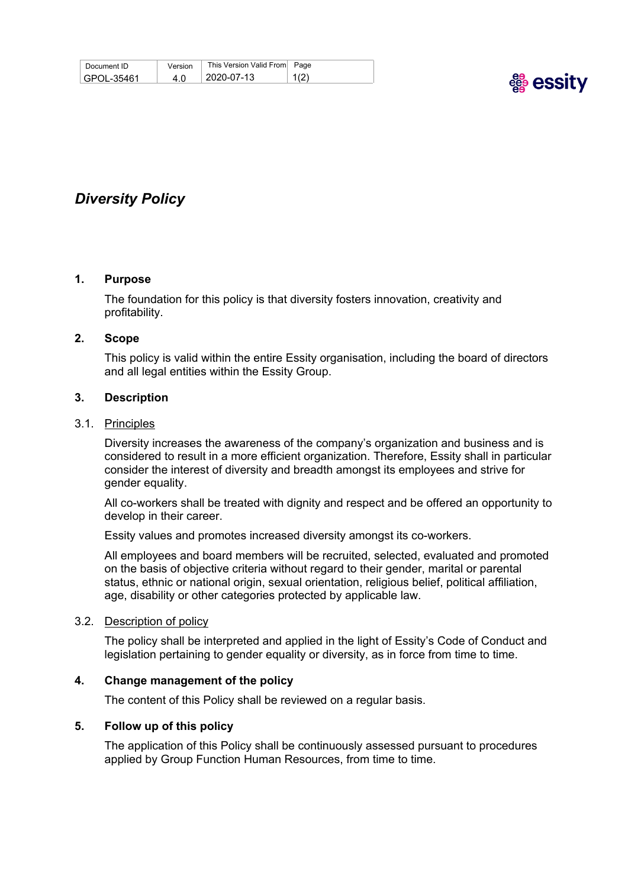| Document ID | Version | This Version Valid From | Page |
|---|---|---|---|
| GPOL-35461 | 4.0 | 2020-07-13 | 1(2) |

# *Diversity Policy*

## 1. Purpose

The foundation for this policy is that diversity fosters innovation, creativity and profitability.

## 2. Scope

This policy is valid within the entire Essity organisation, including the board of directors and all legal entities within the Essity Group.

## 3. Description

### 3.1. Principles

Diversity increases the awareness of the company's organization and business and is considered to result in a more efficient organization. Therefore, Essity shall in particular consider the interest of diversity and breadth amongst its employees and strive for gender equality.

All co-workers shall be treated with dignity and respect and be offered an opportunity to develop in their career.

Essity values and promotes increased diversity amongst its co-workers.

All employees and board members will be recruited, selected, evaluated and promoted on the basis of objective criteria without regard to their gender, marital or parental status, ethnic or national origin, sexual orientation, religious belief, political affiliation, age, disability or other categories protected by applicable law.

### 3.2. Description of policy

The policy shall be interpreted and applied in the light of Essity's Code of Conduct and legislation pertaining to gender equality or diversity, as in force from time to time.

## 4. Change management of the policy

The content of this Policy shall be reviewed on a regular basis.

## 5. Follow up of this policy

The application of this Policy shall be continuously assessed pursuant to procedures applied by Group Function Human Resources, from time to time.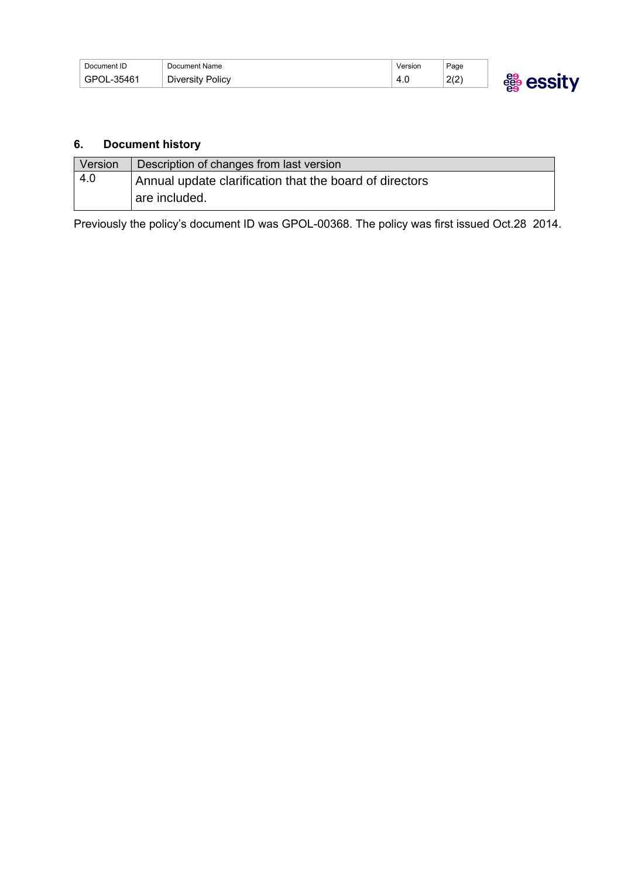## 6. Document history

| Version | Description of changes from last version |
| --- | --- |
| 4.0 | Annual update clarification that the board of directors are included. |

Previously the policy's document ID was GPOL-00368. The policy was first issued Oct.28 2014.